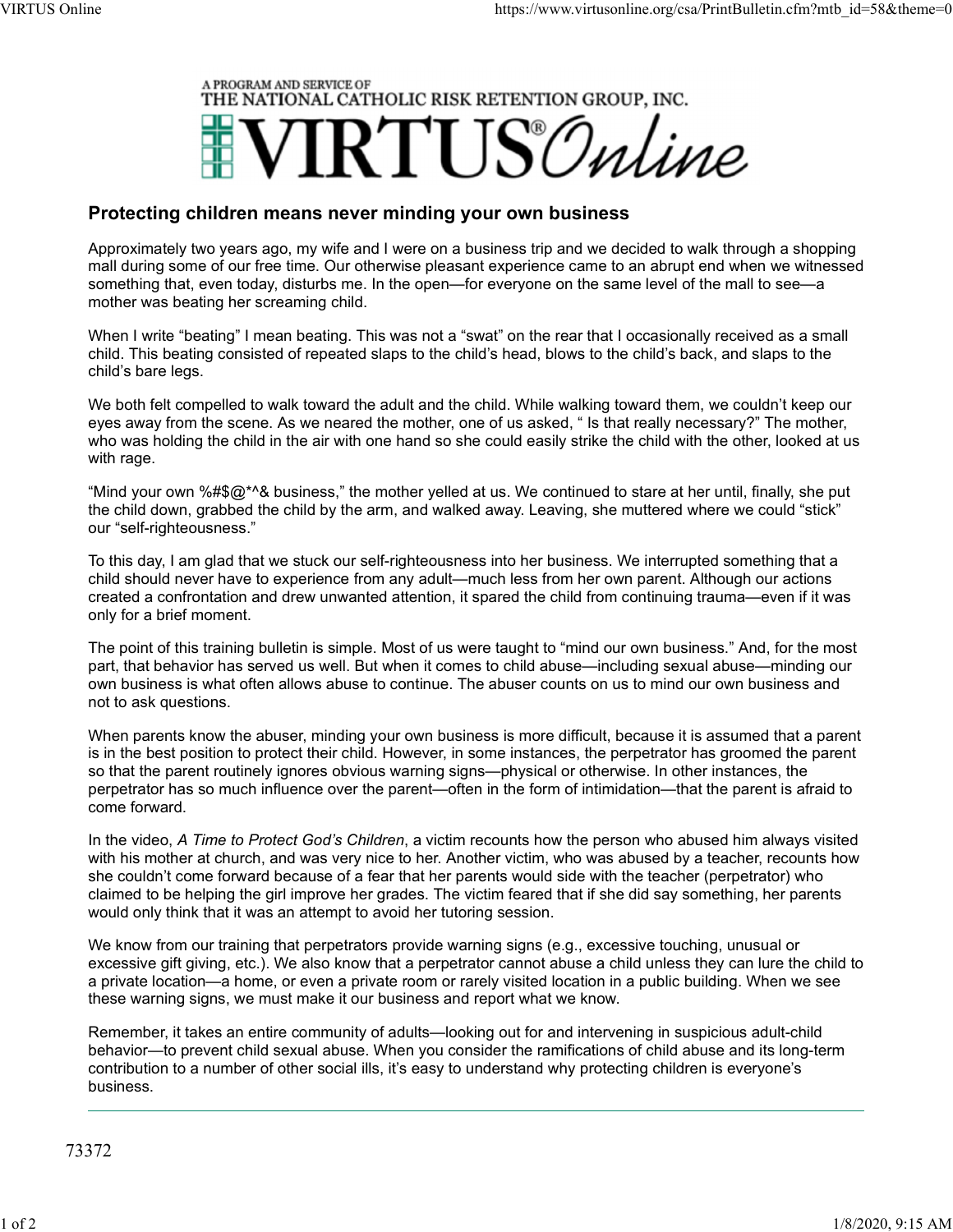A PROGRAM AND SERVICE OF
THE NATIONAL CATHOLIC RISK RETENTION GROUP, INC.

VIRTUS® Online

## Protecting children means never minding your own business

Approximately two years ago, my wife and I were on a business trip and we decided to walk through a shopping mall during some of our free time. Our otherwise pleasant experience came to an abrupt end when we witnessed something that, even today, disturbs me. In the open—for everyone on the same level of the mall to see—a mother was beating her screaming child.

When I write "beating" I mean beating. This was not a "swat" on the rear that I occasionally received as a small child. This beating consisted of repeated slaps to the child's head, blows to the child's back, and slaps to the child's bare legs.

We both felt compelled to walk toward the adult and the child. While walking toward them, we couldn't keep our eyes away from the scene. As we neared the mother, one of us asked, " Is that really necessary?" The mother, who was holding the child in the air with one hand so she could easily strike the child with the other, looked at us with rage.

"Mind your own %#$@*^& business," the mother yelled at us. We continued to stare at her until, finally, she put the child down, grabbed the child by the arm, and walked away. Leaving, she muttered where we could "stick" our "self-righteousness."

To this day, I am glad that we stuck our self-righteousness into her business. We interrupted something that a child should never have to experience from any adult—much less from her own parent. Although our actions created a confrontation and drew unwanted attention, it spared the child from continuing trauma—even if it was only for a brief moment.

The point of this training bulletin is simple. Most of us were taught to "mind our own business." And, for the most part, that behavior has served us well. But when it comes to child abuse—including sexual abuse—minding our own business is what often allows abuse to continue. The abuser counts on us to mind our own business and not to ask questions.

When parents know the abuser, minding your own business is more difficult, because it is assumed that a parent is in the best position to protect their child. However, in some instances, the perpetrator has groomed the parent so that the parent routinely ignores obvious warning signs—physical or otherwise. In other instances, the perpetrator has so much influence over the parent—often in the form of intimidation—that the parent is afraid to come forward.

In the video, *A Time to Protect God's Children*, a victim recounts how the person who abused him always visited with his mother at church, and was very nice to her. Another victim, who was abused by a teacher, recounts how she couldn't come forward because of a fear that her parents would side with the teacher (perpetrator) who claimed to be helping the girl improve her grades. The victim feared that if she did say something, her parents would only think that it was an attempt to avoid her tutoring session.

We know from our training that perpetrators provide warning signs (e.g., excessive touching, unusual or excessive gift giving, etc.). We also know that a perpetrator cannot abuse a child unless they can lure the child to a private location—a home, or even a private room or rarely visited location in a public building. When we see these warning signs, we must make it our business and report what we know.

Remember, it takes an entire community of adults—looking out for and intervening in suspicious adult-child behavior—to prevent child sexual abuse. When you consider the ramifications of child abuse and its long-term contribution to a number of other social ills, it's easy to understand why protecting children is everyone's business.

---

73372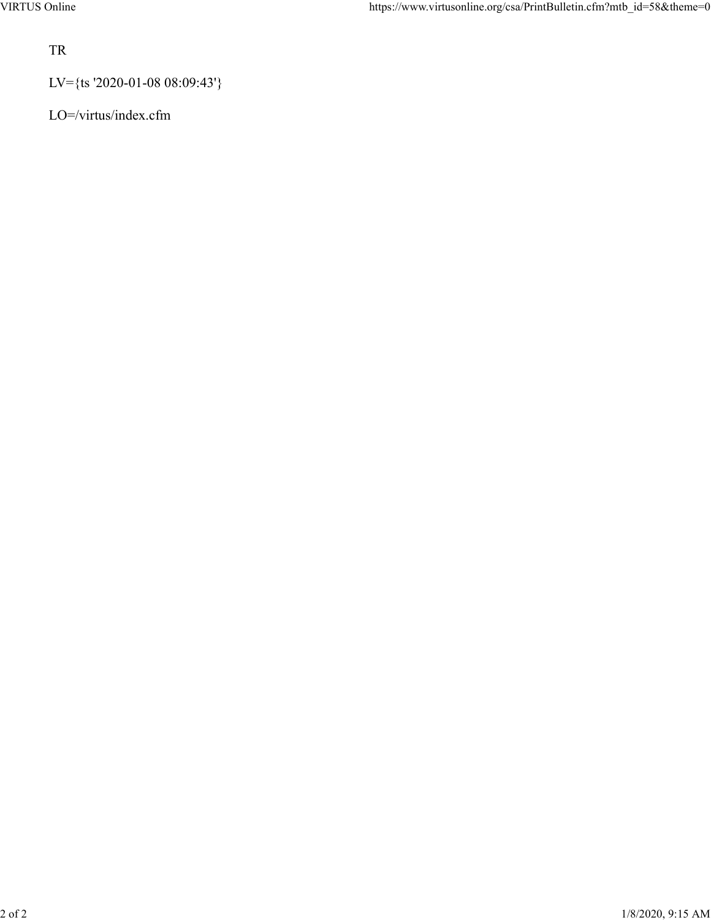TR

LV={ts '2020-01-08 08:09:43'}

LO=/virtus/index.cfm